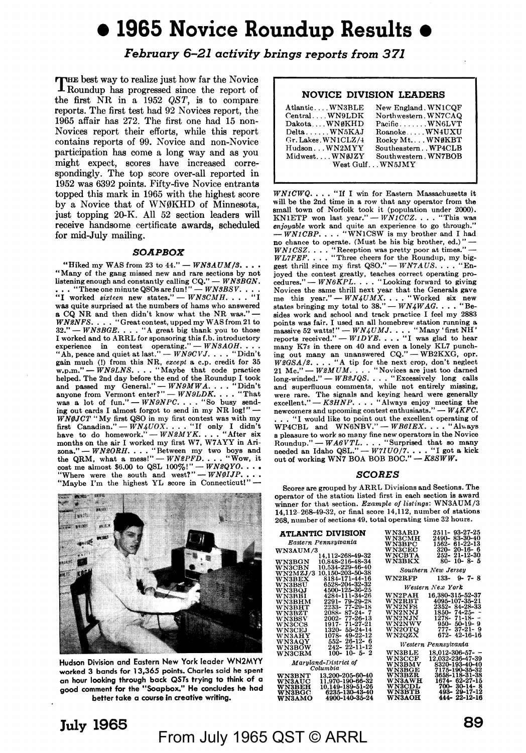# • 1965 Novice Roundup Results •

***February 6–21 activity brings reports from 371***

The best way to realize just how far the Novice Roundup has progressed since the report of the first NR in a 1952 *QST*, is to compare reports. The first test had 92 Novices report, the 1965 affair has 272. The first one had 15 non-Novices report their efforts, while this report contains reports of 99. Novice and non-Novice participation has come a long way and as you might expect, scores have increased correspondingly. The top score over-all reported in 1952 was 6392 points. Fifty-five Novice entrants topped this mark in 1965 with the highest score by a Novice that of WNØKHD of Minnesota, just topping 20-K. All 52 section leaders will receive handsome certificate awards, scheduled for mid-July mailing.

## SOAPBOX

"Hiked my WAS from 23 to 44." — *WN3AUM/3*. . . . "Many of the gang missed new and rare sections by not listening enough and constantly calling CQ." — *WN3BGN*. . . . "These one minute QSOs are fun!" — *WN3BSV*. . . . "I worked *sixteen* new states." — *WN3CMH*. . . . "I was quite surprised at the numbers of hams who answered a CQ NR and then didn't know what the NR was." — *WN2NFS*. . . . "Great contest, upped my WAS from 21 to 32." — *WN3BGE*. . . . "A great big thank you to those I worked and to ARRL for sponsoring this f.b. introductory experience in contest operating." — *WN3AOH*. . . . "Ah, peace and quiet at last." — *WN9CVJ*. . . . "Didn't gain much (!) from this NR, *except* a c.p. credit for 35 w.p.m." — *WN9LNS*. . . . "Maybe that code practice helped. The 2nd day before the end of the Roundup I took and passed my General." — *WN9MWA*. . . . "Didn't anyone from Vermont enter?" — *WN9LDK*. . . . "That was a lot of fun." — *WN9NPC*. . . . "So busy sending out cards I almost forgot to send in my NR log!" — *WNØJCT* "My first QSO in my first contest was with my first Canadian." — *WN4UOX*. . . . "If only I didn't have to do homework." — *WN2MYK*. . . . "After six months on the air I worked my first W7, W7AYY in Arizona." — *WN2ORH*. . . . "Between my two boys and the QRM, what a mess!" — *WN2PFD*. . . . "Wow, it cost me almost $6.00 to QSL 100%!" — *WN2QYO*. . . . "Where were the south and west?" — *WNØIJP*. . . . "Maybe I'm the highest YL score in Connecticut!" — *WN1CWQ*. . . . "If I win for Eastern Massachusetts it will be the 2nd time in a row that any operator from the small town of Norfolk took it (population under 2000). KN1ETP won last year." — *WN1CCZ*. . . . "This was *enjoyable* work and quite an experience to go through." — *WN1CBP*. . . . "WN1CSW is my brother and I had no chance to operate. (Must be his big brother, ed.)" — *WN1CSZ*. . . . "Reception was pretty poor at times." — *WL7FEF*. . . . "Three cheers for the Roundup, my biggest thrill since my first QSO." — *WN7AUS*. . . . "Enjoyed the contest greatly, teaches correct operating procedures." — *WN6KPL*. . . . "Looking forward to giving Novices the same thrill next year that the Generals gave me this year." — *WN4UMX*. . . . "Worked six new states bringing my total to 38." — *WN4WAG*. . . . "Besides work and school and track practice I feel my 2883 points was fair. I used an all homebrew station running a massive 52 watts!" — *WN4UMJ*. . . . "Many 'first NH' reports received." — *W1DYE*. . . . "I was glad to hear many K7s in there on 40 and even a lonely KL7 punching out many an unanswered CQ." — WB2KXG, opr. *W2GSA/2*. . . . "A tip for the next crop, don't neglect 21 Mc." — *W2MUM*. . . . "Novices are just too darned long-winded." — *WB2JQS*. . . . "Excessively long calls and superfluous comments, while not entirely missing, were rare. The signals and keying heard were generally excellent." — *K3HNP*. . . . "Always enjoy meeting the newcomers and upcoming contest enthusiasts." — *W4KFC*. . . . "I would like to point out the excellent operating of WP4CBL and WN6NBV." — *WB6IEX*. . . . "Always a pleasure to work so many fine new operators in the Novice Roundup." — *WA6VTL*. . . . "Surprised that so many needed an Idaho QSL." — *W7IUO/7*. . . . "I got a kick out of working WN7 BOA BOB BOC." — *K8SWW*.

Hudson Division and Eastern New York leader WN2MYY worked 3 bands for 13,365 points. Charles said he spent an hour looking through back QSTs trying to think of a good comment for the "Soapbox." He concludes he had better take a course in creative writing.

### NOVICE DIVISION LEADERS

| Division | Leader | Division | Leader |
|---|---|---|---|
| Atlantic | WN3BLE | New England | WN1CQF |
| Central | WN9LDK | Northwestern | WN7CAQ |
| Dakota | WNØKHD | Pacific | WN6LVT |
| Delta | WN5KAJ | Roanoke | WN4UXU |
| Gr. Lakes | WN1CLZ/4 | Rocky Mt. | WNØKBT |
| Hudson | WN2MYY | Southeastern | WP4CLB |
| Midwest | WNØJZY | Southwestern | WN7BOB |
| West Gulf | WN5JMY | | |

## SCORES

Scores are grouped by ARRL Divisions and Sections. The operator of the station listed first in each section is award winner for that section. *Example of listings*: WN3AUM/3 14,112-268-49-32, or final score 14,112, number of stations 268, number of sections 49, total operating time 32 hours.

### ATLANTIC DIVISION

*Eastern Pennsylvania*

| | |
|---|---|
| WN3AUM/3 | 14,112-268-49-32 |
| WN3BGN | 10,848-216-48-34 |
| WN3CBN | 10,534-229-46-40 |
| WN2MZJ/3 | 10,150-203-50-38 |
| WN3BEX | 8184-171-44-16 |
| WN3BSU | 6528-204-32-32 |
| WN3BQJ | 4500-125-36-25 |
| WN3BBI | 4284-111-34-26 |
| WN3BHM | 2291- 79-29-28 |
| WN3BHT | 2233- 77-29-18 |
| WN3BZT | 2088- 87-24- 7 |
| WN3BSV | 2002- 77-26-13 |
| WN3CCS | 1917- 71-27-21 |
| WN3CEJ | 1320- 55-24-14 |
| WN3AHY | 1078- 49-22-12 |
| WN3AQY | 552- 26-12- 6 |
| WN3BOW | 242- 22-11-12 |
| WN3CRM | 100- 10- 5- 2 |
| WN3ARD | 2511- 93-27-25 |
| WN3CMH | 2490- 83-30-40 |
| WN3BPC | 1562- 61-22-13 |
| WN3CEC | 320- 20-16- 6 |
| WNCBTA | 252- 21-12-30 |
| WN3BKX | 80- 10- 8- 5 |

*Maryland-District of Columbia*

| | |
|---|---|
| WN3BNT | 13,200-205-60-40 |
| WN3AUC | 11,970-190-66-32 |
| WN3BEH | 10,149-189-51-26 |
| WN3BGC | 6235-130-43-40 |
| WN3AMO | 4900-140-35-24 |

*Southern New Jersey*

| | |
|---|---|
| WN2RFP | 133- 9- 7- 8 |

*Western New York*

| | |
|---|---|
| WN2PAH | 16,380-315-52-37 |
| WN2RBT | 4095-107-35-21 |
| WN2NFS | 2352- 84-28-33 |
| WN2NNJ | 1850- 74-25- - |
| WN2NJN | 1278- 71-18- - |
| WN2NWV | 950- 50-19- 9 |
| WN2OTQ | 777- 37-21- 9 |
| WN2QZX | 672- 42-16-16 |

*Western Pennsylvania*

| | |
|---|---|
| WN3BLE | 18,012-306-57- - |
| WN3CCF | 12,032-236-47-39 |
| WN3BMV | 8320-193-40-40 |
| WN3BGE | 7175-190-35-32 |
| WN3BZR | 3658-118-31-38 |
| WN3AWH | 1674- 62-27-15 |
| WN3CDL | 700- 30-14- 8 |
| WN3BTB | 493- 29-17-12 |
| WN3AOH | 444- 22-12-16 |

From July 1965 QST © ARRL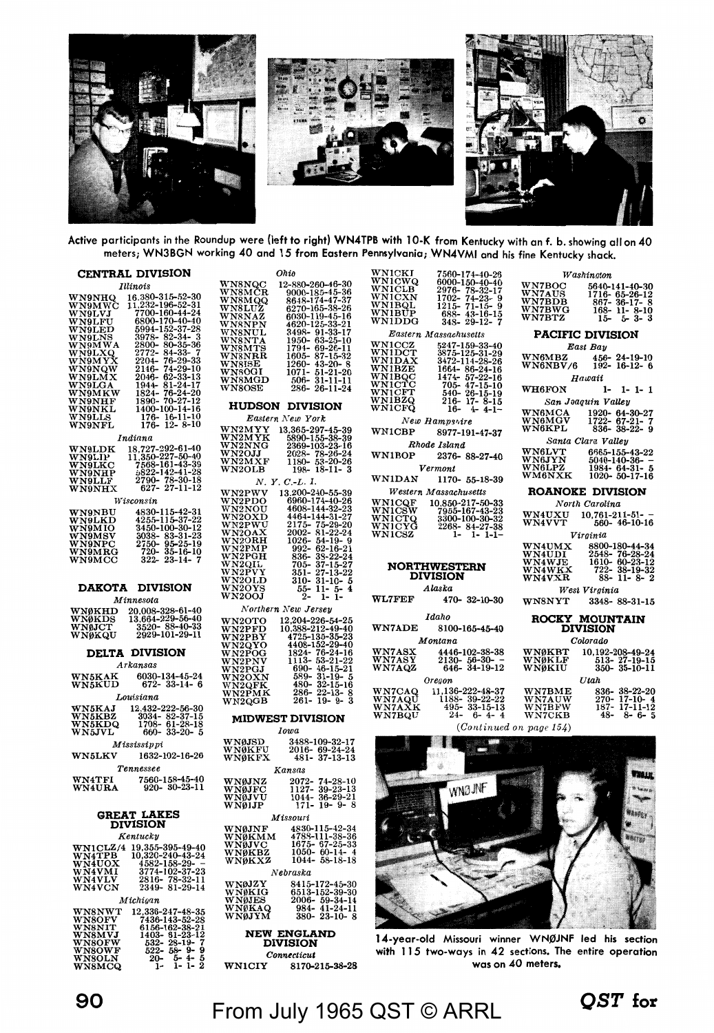Active participants in the Roundup were (left to right) WN4TPB with 10-K from Kentucky with an f. b. showing all on 40 meters; WN3BGN working 40 and 15 from Eastern Pennsylvania; WN4VMI and his fine Kentucky shack.

## CENTRAL DIVISION

*Illinois*

WN9NHQ 16,380-315-52-30
WN9MWC 11,232-196-52-31
WN9LVJ 7700-160-44-24
WN9LFU 6800-170-40-40
WN9LED 5994-152-37-28
WN9LNS 3978- 82-34- 3
WN9MWA 2800- 80-35-36
WN9LXQ 2772- 84-33- 7
WN9MYX 2204- 76-29-33
WN9NQW 2146- 74-29-10
WN9LMX 2046- 62-33-13
WN9LGA 1944- 81-24-17
WN9MKW 1824- 76-24-20
WN9NHF 1890- 70-27-12
WN9NKL 1400-100-14-16
WN9LLS 176- 16-11-10
WN9NFL 176- 12- 8-10

*Indiana*

WN9LDK 18,727-292-61-40
WN9LIP 11,350-227-50-40
WN9LKC 7568-161-43-39
WN9NHP 5822-142-41-28
WN9LLF 2790- 78-30-18
WN9NHX 627- 27-11-12

*Wisconsin*

WN9NBU 4830-115-42-31
WN9LKD 4255-115-37-22
WN9MIO 3450-100-30-12
WN9MSV 3038- 83-31-23
WN9NPC 2750- 95-25-19
WN9MRG 720- 35-16-10
WN9MCC 322- 23-14- 7

## DAKOTA DIVISION

*Minnesota*

WNØKHD 20,008-328-61-40
WNØKDS 13,664-229-56-40
WNØJCT 3520- 88-40-33
WNØKQU 2929-101-29-11

## DELTA DIVISION

*Arkansas*

WN5KAK 6030-134-45-24
WN5KUD 672- 33-14- 6

*Louisiana*

WN5KAJ 12,432-222-56-30
WN5KBZ 3034- 82-37-15
WN5KDQ 1708- 61-28-18
WN5JVL 660- 33-20- 5

*Mississippi*

WN5LKV 1632-102-16-26

*Tennessee*

WN4TFI 7560-158-45-40
WN4URA 920- 30-23-11

## GREAT LAKES DIVISION

*Kentucky*

WN1CLZ/4 19,355-395-49-40
WN4TPB 10,320-240-43-24
WN4UOX 4582-158-29- –
WN4VMI 3774-102-37-23
WN4VLV 2816- 78-32-11
WN4VCN 2349- 81-29-14

*Michigan*

WN8NWT 12,336-247-48-35
WN8OFV 7436-143-52-28
WN8NIT 6156-162-38-21
WN8MVJ 1403- 61-23-12
WN8OFW 532- 28-19- 7
WN8OWF 522- 58- 9- 9
WN8OLN 20- 5- 4- 5
WN8MCQ 1- 1- 1- 2

*Ohio*

WN8NQC 12-880-260-46-30
WN8MCR 9006-185-45-36
WN8MQQ 8648-174-47-37
WN8LUZ 6270-165-38-26
WN8NAZ 6030-119-45-16
WN8NPN 4620-125-33-21
WN8NUL 3498- 91-33-17
WN8NTA 1950- 63-25-10
WN8MTS 1794- 69-26-11
WN8NRR 1605- 87-15-32
WN8ISE 1260- 43-20- 8
WN8OGI 1071- 51-21-20
WN8MGD 506- 31-11-11
WN8OSE 286- 26-11-24

## HUDSON DIVISION

*Eastern New York*

WN2MYY 13,365-297-45-39
WN2MYK 5890-155-38-39
WN2NNG 2369-103-23-16
WN2OJJ 2028- 78-26-24
WN2MXF 1180- 53-20-26
WN2OLB 198- 18-11- 3

*N. Y. C.-L. I.*

WN2PWV 13,200-240-55-39
WN2PDO 6960-174-40-26
WN2NOU 4608-144-32-23
WN2OXD 4464-144-31-27
WN2PWU 2175- 75-29-20
WN2OAX 2002- 81-22-24
WN2ORH 1026- 54-19- 9
WN2PMP 992- 62-16-21
WN2PGH 836- 38-22-24
WN2QIL 705- 37-15-27
WN2PVY 351- 27-13-22
WN2OLD 310- 31-10- 5
WN2OYS 55- 11- 5- 4
WN2OOJ 2- 1- 1-

*Northern New Jersey*

WN2OTO 12,204-226-54-25
WN2PFD 10,388-212-49-40
WN2PBY 4725-135-35-23
WN2QYO 4408-152-29-40
WN2POG 1824- 76-24-16
WN2PNV 1113- 53-21-22
WN2PGJ 690- 46-15-21
WN2OXN 589- 31-19- 5
WN2QFK 480- 32-15-16
WN2PMK 286- 22-13- 8
WN2QGB 261- 19- 9- 3

## MIDWEST DIVISION

*Iowa*

WNØJSD 3488-109-32-17
WNØKFU 2016- 69-24-24
WNØKFX 481- 37-13-13

*Kansas*

WNØJNZ 2072- 74-28-10
WNØJFC 1127- 39-23-13
WNØJVU 1044- 36-29-21
WNØIJP 171- 19- 9- 8

*Missouri*

WNØJNF 4830-115-42-34
WNØKMM 4788-111-38-36
WNØJVC 1675- 67-25-33
WNØKBZ 1050- 60-14- 4
WNØKXZ 1044- 58-18-18

*Nebraska*

WNØJZY 8415-172-45-30
WNØKIG 6513-152-39-30
WNØJES 2006- 59-34-14
WNØKAQ 984- 41-24-11
WNØJYM 380- 23-10- 8

## NEW ENGLAND DIVISION

*Connecticut*

WN1CIY 8170-215-38-28
WN1CKI 7560-174-40-26
WN1CWQ 6000-150-40-40
WN1CLB 2976- 78-32-17
WN1CXN 1702- 74-23- 9
WN1BQL 1215- 71-15- 9
WN1BUP 688- 43-16-15
WN1DDG 348- 29-12- 7

*Eastern Massachusetts*

WN1CCZ 5247-159-33-40
WN1DCT 3875-125-31-29
WN1DAX 3472-114-28-26
WN1BZE 1664- 86-24-16
WN1BQC 1474- 57-22-16
WN1CTC 705- 47-15-10
WN1CFT 540- 26-15-19
WN1BZQ 216- 17- 8-15
WN1CFQ 16- 4- 4-1-

*New Hampshire*

WN1CBP 8977-191-47-37

*Rhode Island*

WN1BOP 2376- 88-27-40

*Vermont*

WN1DAN 1170- 55-18-39

*Western Massachusetts*

WN1CQF 10,850-217-50-33
WN1CSW 7955-167-43-23
WN1CTQ 3300-100-30-32
WN1CYG 2268- 84-27-38
WN1CSZ 1- 1- 1-1-

## NORTHWESTERN DIVISION

*Alaska*

WL7FEF 470- 32-10-30

*Idaho*

WN7ADE 8100-165-45-40

*Montana*

WN7ASX 4446-102-38-38
WN7ASY 2130- 56-30- –
WN7AQZ 646- 34-19-12

*Oregon*

WN7CAQ 11,136-222-48-37
WN7AQU 1188- 39-22-22
WN7AXK 495- 33-15-13
WN7BQU 24- 6- 4- 4

*Washington*

WN7BOC 5640-141-40-30
WN7AUS 1716- 65-26-12
WN7BDB 867- 36-17- 8
WN7BWG 168- 11- 8-10
WN7BTZ 15- 5- 3- 3

## PACIFIC DIVISION

*East Bay*

WN6MBZ 456- 24-19-10
WN6NBV/6 192- 16-12- 6

*Hawaii*

WH6FON 1- 1- 1- 1

*San Joaquin Valley*

WN6MCA 1920- 64-30-27
WN6MGV 1722- 67-21- 7
WN6KPL 836- 38-22- 9

*Santa Clara Valley*

WN6LVT 6665-155-43-22
WN6JYN 5040-140-36- –
WN6LPZ 1984- 64-31- 5
WM6NXK 1020- 50-17-16

## ROANOKE DIVISION

*North Carolina*

WN4UXU 10,761-211-51- –
WN4VVT 560- 46-10-16

*Virginia*

WN4UMX 8800-180-44-34
WN4UDI 2548- 76-28-24
WN4WJE 1610- 60-23-12
WN4WKX 722- 38-19-32
WN4VXR 88- 11- 8- 2

*West Virginia*

WN8NYT 3348- 88-31-15

## ROCKY MOUNTAIN DIVISION

*Colorado*

WNØKBT 10,192-208-49-24
WNØKLF 513- 27-19-15
WNØKIU 350- 35-10-11

*Utah*

WN7BME 836- 38-22-20
WN7AUW 270- 17-10- 4
WN7BFW 187- 17-11-12
WN7CKB 48- 8- 6- 5

*(Continued on page 154)*

14-year-old Missouri winner WNØJNF led his section with 115 two-ways in 42 sections. The entire operation was on 40 meters.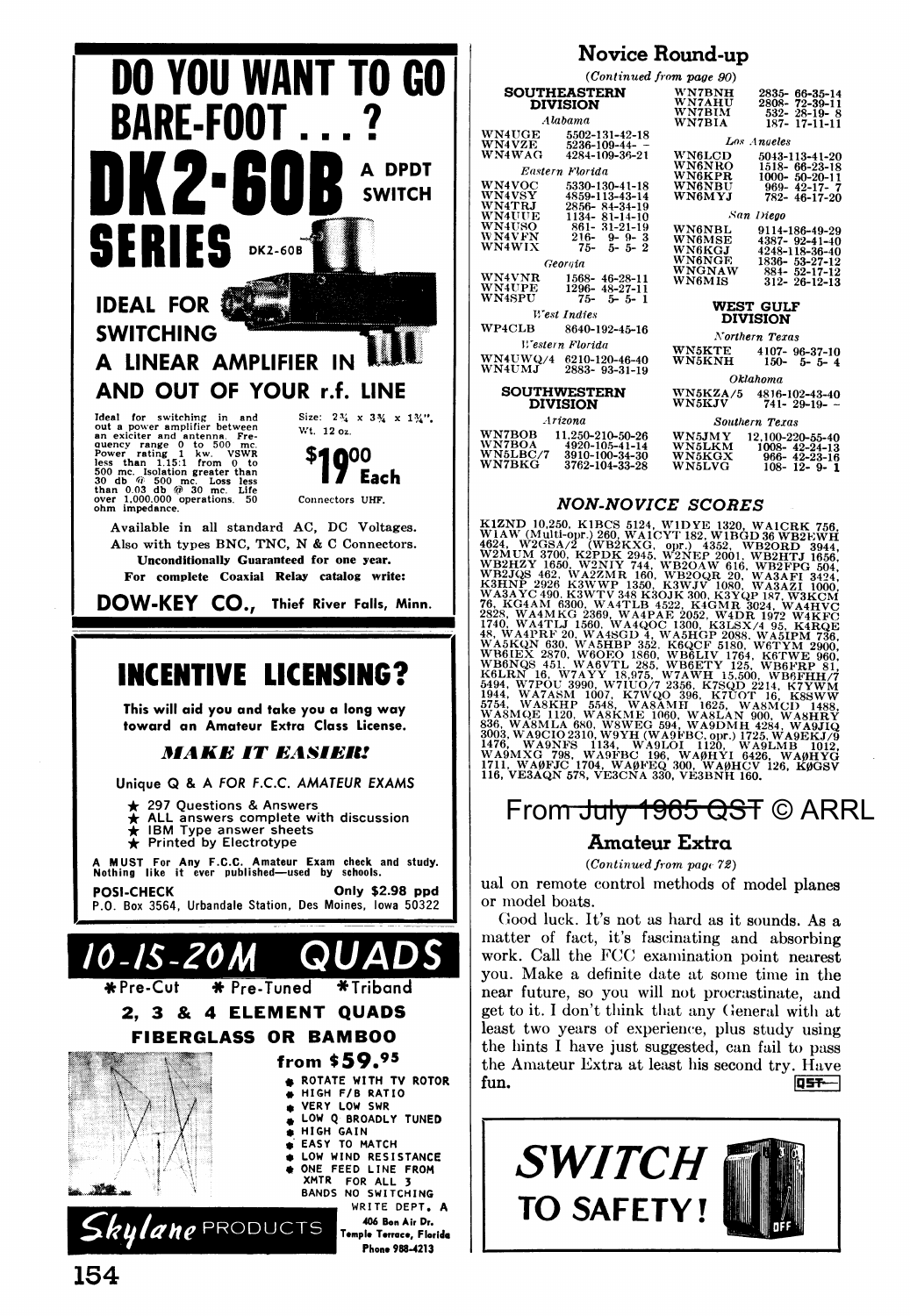# DO YOU WANT TO GO BARE-FOOT . . . ?

# DK2-60B SERIES

**A DPDT SWITCH**

DK2-60B

**IDEAL FOR SWITCHING A LINEAR AMPLIFIER IN AND OUT OF YOUR r.f. LINE**

Ideal for switching in and out a power amplifier between an exciter and antenna. Frequency range 0 to 500 mc. Power rating 1 kw. VSWR less than 1.15:1 from 0 to 500 mc. Isolation greater than 30 db @ 500 mc. Loss less than 0.03 db @ 30 mc. Life over 1,000,000 operations. 50 ohm impedance.

Size: 2¾ x 3¾ x 1¾". Wt. 12 oz.

**$19.00 Each**

Connectors UHF.

Available in all standard AC, DC Voltages. Also with types BNC, TNC, N & C Connectors. **Unconditionally Guaranteed for one year. For complete Coaxial Relay catalog write:**

**DOW-KEY CO.,** Thief River Falls, Minn.

---

# INCENTIVE LICENSING?

**This will aid you and take you a long way toward an Amateur Extra Class License.**

***MAKE IT EASIER!***

Unique Q & A *FOR F.C.C. AMATEUR EXAMS*

- ★ 297 Questions & Answers
- ★ ALL answers complete with discussion
- ★ IBM Type answer sheets
- ★ Printed by Electrotype

**A MUST For Any F.C.C. Amateur Exam check and study. Nothing like it ever published—used by schools.**

**POSI-CHECK** — **Only $2.98 ppd**
P.O. Box 3564, Urbandale Station, Des Moines, Iowa 50322

---

# 10-15-20M QUADS

*Pre-Cut *Pre-Tuned *Triband

**2, 3 & 4 ELEMENT QUADS**
**FIBERGLASS OR BAMBOO**
**from $59.95**

- ROTATE WITH TV ROTOR
- HIGH F/B RATIO
- VERY LOW SWR
- LOW Q BROADLY TUNED
- HIGH GAIN
- EASY TO MATCH
- LOW WIND RESISTANCE
- ONE FEED LINE FROM XMTR FOR ALL 3 BANDS NO SWITCHING

**Skylane PRODUCTS**
WRITE DEPT. A
406 Bon Air Dr.
Temple Terrace, Florida
Phone 988-4213

---

## Novice Round-up

*(Continued from page 90)*

### SOUTHEASTERN DIVISION

*Alabama*

WN4UGE 5502-131-42-18
WN4VZE 5236-109-44- –
WN4WAG 4284-109-36-21

*Eastern Florida*

WN4VOC 5330-130-41-18
WN4VSY 4859-113-43-14
WN4TRJ 2856- 84-34-19
WN4UUE 1134- 81-14-10
WN4USO 861- 31-21-19
WN4VFN 216- 9- 9- 3
WN4WIX 75- 5- 5- 2

*Georgia*

WN4VNR 1568- 46-28-11
WN4UPE 1296- 48-27-11
WN4SPU 75- 5- 5- 1

*West Indies*

WP4CLB 8640-192-45-16

*Western Florida*

WN4UWQ/4 6210-120-46-40
WN4UMJ 2883- 93-31-19

### SOUTHWESTERN DIVISION

*Arizona*

WN7BOB 11,250-210-50-26
WN7BOA 4920-105-41-14
WN5LBC/7 3910-100-34-30
WN7BKG 3762-104-33-28
WN7BNH 2835- 66-35-14
WN7AHU 2808- 72-39-11
WN7BIM 532- 28-19- 8
WN7BIA 187- 17-11-11

*Los Angeles*

WN6LCD 5043-113-41-20
WN6NRO 1518- 66-23-18
WN6KPR 1000- 50-20-11
WN6NBU 969- 42-17- 7
WN6MYJ 782- 46-17-20

*San Diego*

WN6NBL 9114-186-49-29
WN6MSE 4387- 92-41-40
WN6KGJ 4248-118-36-40
WN6NGE 1836- 53-27-12
WN6NAW 884- 52-17-12
WN6MIS 312- 26-12-13

### WEST GULF DIVISION

*Northern Texas*

WN5KTE 4107- 96-37-10
WN5KNH 150- 5- 5- 4

*Oklahoma*

WN5KZA/5 4816-102-43-40
WN5KJV 741- 29-19- –

*Southern Texas*

WN5JMY 12,100-220-55-40
WN5LKM 1008- 42-24-13
WN5KGX 966- 42-23-16
WN5LVG 108- 12- 9- 1

### *NON-NOVICE SCORES*

K1ZND 10,250, K1BCS 5124, W1DYE 1320, WA1CRK 756, W1AW (Multi-opr.) 260, WA1CYT 182, W1BGD 36 WB2EWH 4624, W2GSA/2 (WB2KXG, opr.) 4352, WB2ORD 3944, W2MUM 3700, K2PDK 2945, W2NEP 2001, WB2HTJ 1656, WB2HZY 1650, W2NIY 744, WB2OAW 616, WB2FPG 504, WB2JQS 462, WA2ZMR 160, WB2OQR 20, WA3AFI 3424, K3HNP 2926 K3WWP 1350, K3WJV 1080, WA3AZI 1000, WA3AYC 490, K3WTV 348 K3OJK 300, K3YQP 187, W3KCM 76, KG4AM 6300, WA4TLB 4522, K4GMR 3024, WA4HVC 2828, WA4MKG 2369, WA4PAE 2052, W4DR 1972 W4KFC 1740, WA4TLJ 1560, WA4QOC 1300, K3LSX/4 95, K4RQE 48, WA4PRF 20, WA4SGD 4, WA5HGP 2088, WA5IPM 736, WA5KQN 630, WA5HBP 352, K6QCF 5180, W6TYM 2900, WB6IEX 2870, W6OEO 1860, WB6LIV 1764, K6TWE 960, WB6NQS 451, WA6VTL 285, WB6ETY 125, WB6FRP 81, K6LRN 16, W7AYY 18,975, W7AWH 15,500, WB6FHH/7 5494, W7POU 3990, W7IUO/7 2356, K7SQD 2214, K7YWM 1944, WA7ASM 1007, K7WQO 396, K7UOT 16, K8SWW 5754, WA8KHP 5548, WA8AMH 1625, WA8MCD 1488, WA8MQE 1120, WA8KME 1060, WA8LAN 900, WA8HRY 836, WA8MLA 680, W8WEG 594, WA9DMH 4284, WA9JIQ 3003, WA9CIO 2310, W9YH (WA9FBC, opr.) 1725, WA9EKJ/9 1476, WA9NFS 1134, WA9LOI 1120, WA9LMB 1012, WA9MXG 798, WA9FBC 196, WAØHYI 6426, WAØHYG 1711, WAØFJC 1704, WAØFEQ 300, WAØHCV 126, KØGSV 116, VE3AQN 578, VE3CNA 330, VE3BNH 160.

From ~~July 1965 QST~~ © ARRL

## Amateur Extra

*(Continued from page 72)*

ual on remote control methods of model planes or model boats.

Good luck. It's not as hard as it sounds. As a matter of fact, it's fascinating and absorbing work. Call the FCC examination point nearest you. Make a definite date at some time in the near future, so you will not procrastinate, and get to it. I don't think that any General with at least two years of experience, plus study using the hints I have just suggested, can fail to pass the Amateur Extra at least his second try. Have fun.

---

# SWITCH TO SAFETY!

OFF